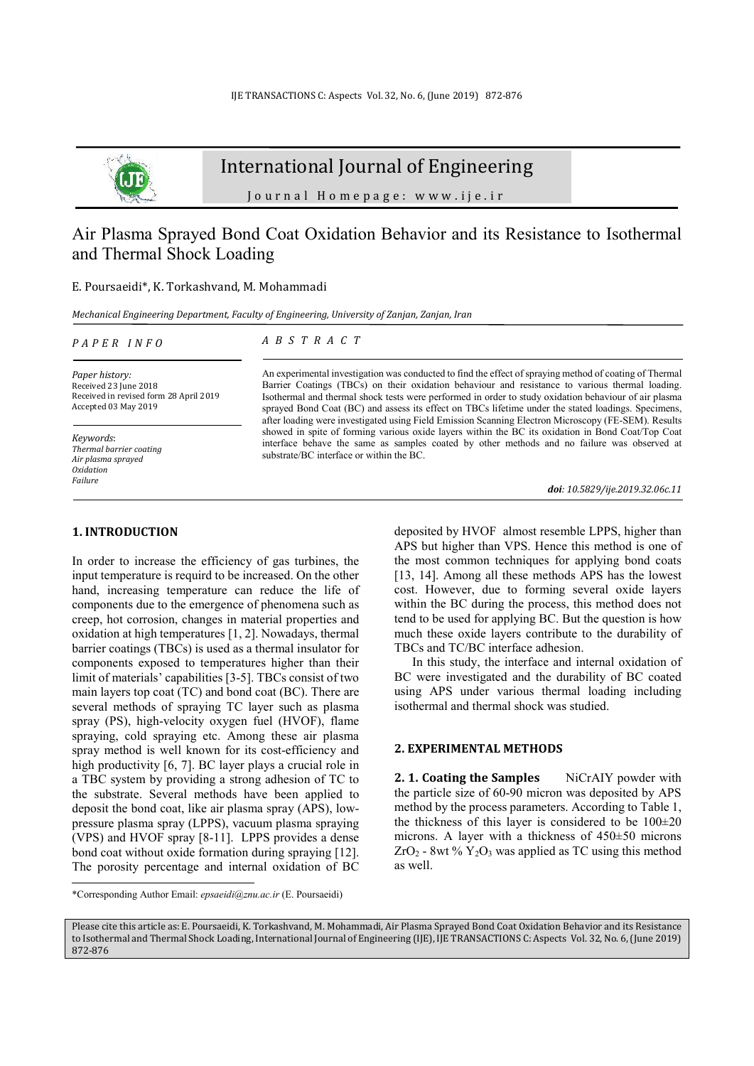# International Journal of Engineering

Journal Homepage: www.ije.ir

# Air Plasma Sprayed Bond Coat Oxidation Behavior and its Resistance to Isothermal and Thermal Shock Loading

E. Poursaeidi*, K. Torkashvand, M. Mohammadi

*Mechanical Engineering Department, Faculty of Engineering, University of Zanjan, Zanjan, Iran*

*PAPER INFO*

*Paper history:*
Received 23 June 2018
Received in revised form 28 April 2019
Accepted 03 May 2019

*Keywords*:
*Thermal barrier coating*
*Air plasma sprayed*
*Oxidation*
*Failure*

*ABSTRACT*

An experimental investigation was conducted to find the effect of spraying method of coating of Thermal Barrier Coatings (TBCs) on their oxidation behaviour and resistance to various thermal loading. Isothermal and thermal shock tests were performed in order to study oxidation behaviour of air plasma sprayed Bond Coat (BC) and assess its effect on TBCs lifetime under the stated loadings. Specimens, after loading were investigated using Field Emission Scanning Electron Microscopy (FE-SEM). Results showed in spite of forming various oxide layers within the BC its oxidation in Bond Coat/Top Coat interface behave the same as samples coated by other methods and no failure was observed at substrate/BC interface or within the BC.

***doi**: 10.5829/ije.2019.32.06c.11*

## 1. INTRODUCTION

In order to increase the efficiency of gas turbines, the input temperature is requird to be increased. On the other hand, increasing temperature can reduce the life of components due to the emergence of phenomena such as creep, hot corrosion, changes in material properties and oxidation at high temperatures [1, 2]. Nowadays, thermal barrier coatings (TBCs) is used as a thermal insulator for components exposed to temperatures higher than their limit of materials' capabilities [3-5]. TBCs consist of two main layers top coat (TC) and bond coat (BC). There are several methods of spraying TC layer such as plasma spray (PS), high-velocity oxygen fuel (HVOF), flame spraying, cold spraying etc. Among these air plasma spray method is well known for its cost-efficiency and high productivity [6, 7]. BC layer plays a crucial role in a TBC system by providing a strong adhesion of TC to the substrate. Several methods have been applied to deposit the bond coat, like air plasma spray (APS), low-pressure plasma spray (LPPS), vacuum plasma spraying (VPS) and HVOF spray [8-11]. LPPS provides a dense bond coat without oxide formation during spraying [12]. The porosity percentage and internal oxidation of BC deposited by HVOF almost resemble LPPS, higher than APS but higher than VPS. Hence this method is one of the most common techniques for applying bond coats [13, 14]. Among all these methods APS has the lowest cost. However, due to forming several oxide layers within the BC during the process, this method does not tend to be used for applying BC. But the question is how much these oxide layers contribute to the durability of TBCs and TC/BC interface adhesion.

In this study, the interface and internal oxidation of BC were investigated and the durability of BC coated using APS under various thermal loading including isothermal and thermal shock was studied.

## 2. EXPERIMENTAL METHODS

**2. 1. Coating the Samples** NiCrAlY powder with the particle size of 60-90 micron was deposited by APS method by the process parameters. According to Table 1, the thickness of this layer is considered to be 100±20 microns. A layer with a thickness of 450±50 microns $ZrO_2$ - 8wt % $Y_2O_3$ was applied as TC using this method as well.

*Corresponding Author Email: *epsaeidi@znu.ac.ir* (E. Poursaeidi)

Please cite this article as: E. Poursaeidi, K. Torkashvand, M. Mohammadi, Air Plasma Sprayed Bond Coat Oxidation Behavior and its Resistance to Isothermal and Thermal Shock Loading, International Journal of Engineering (IJE), IJE TRANSACTIONS C: Aspects Vol. 32, No. 6, (June 2019) 872-876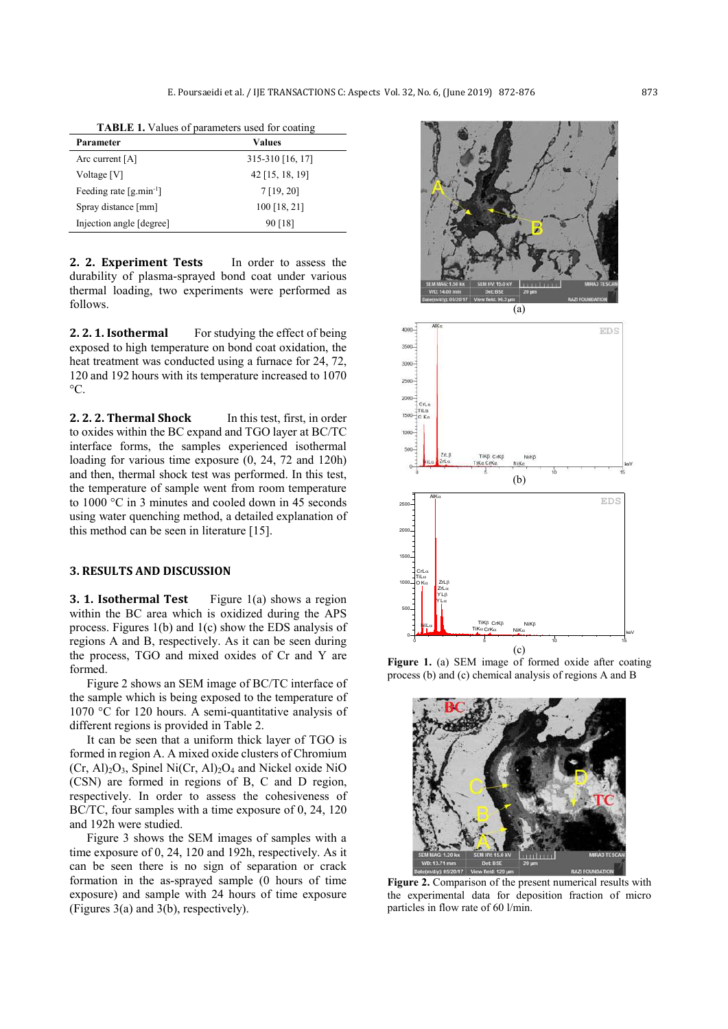**TABLE 1.** Values of parameters used for coating

| Parameter | Values |
|---|---|
| Arc current [A] | 315-310 [16, 17] |
| Voltage [V] | 42 [15, 18, 19] |
| Feeding rate [g.min$^{-1}$] | 7 [19, 20] |
| Spray distance [mm] | 100 [18, 21] |
| Injection angle [degree] | 90 [18] |

**2. 2. Experiment Tests** In order to assess the durability of plasma-sprayed bond coat under various thermal loading, two experiments were performed as follows.

**2. 2. 1. Isothermal** For studying the effect of being exposed to high temperature on bond coat oxidation, the heat treatment was conducted using a furnace for 24, 72, 120 and 192 hours with its temperature increased to 1070 °C.

**2. 2. 2. Thermal Shock** In this test, first, in order to oxides within the BC expand and TGO layer at BC/TC interface forms, the samples experienced isothermal loading for various time exposure (0, 24, 72 and 120h) and then, thermal shock test was performed. In this test, the temperature of sample went from room temperature to 1000 °C in 3 minutes and cooled down in 45 seconds using water quenching method, a detailed explanation of this method can be seen in literature [15].

## 3. RESULTS AND DISCUSSION

**3. 1. Isothermal Test** Figure 1(a) shows a region within the BC area which is oxidized during the APS process. Figures 1(b) and 1(c) show the EDS analysis of regions A and B, respectively. As it can be seen during the process, TGO and mixed oxides of Cr and Y are formed.

Figure 2 shows an SEM image of BC/TC interface of the sample which is being exposed to the temperature of 1070 °C for 120 hours. A semi-quantitative analysis of different regions is provided in Table 2.

It can be seen that a uniform thick layer of TGO is formed in region A. A mixed oxide clusters of Chromium $(Cr, Al)_2O_3$, Spinel $Ni(Cr, Al)_2O_4$ and Nickel oxide NiO (CSN) are formed in regions of B, C and D region, respectively. In order to assess the cohesiveness of BC/TC, four samples with a time exposure of 0, 24, 120 and 192h were studied.

Figure 3 shows the SEM images of samples with a time exposure of 0, 24, 120 and 192h, respectively. As it can be seen there is no sign of separation or crack formation in the as-sprayed sample (0 hours of time exposure) and sample with 24 hours of time exposure (Figures 3(a) and 3(b), respectively).

(a)

(b)

(c)

**Figure 1.** (a) SEM image of formed oxide after coating process (b) and (c) chemical analysis of regions A and B

**Figure 2.** Comparison of the present numerical results with the experimental data for deposition fraction of micro particles in flow rate of 60 l/min.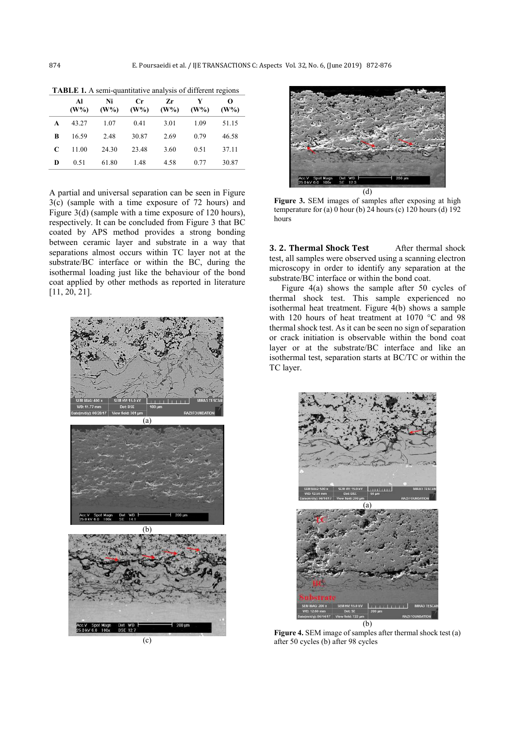**TABLE 1.** A semi-quantitative analysis of different regions

| | Al (W%) | Ni (W%) | Cr (W%) | Zr (W%) | Y (W%) | O (W%) |
|---|---|---|---|---|---|---|
| **A** | 43.27 | 1.07 | 0.41 | 3.01 | 1.09 | 51.15 |
| **B** | 16.59 | 2.48 | 30.87 | 2.69 | 0.79 | 46.58 |
| **C** | 11.00 | 24.30 | 23.48 | 3.60 | 0.51 | 37.11 |
| **D** | 0.51 | 61.80 | 1.48 | 4.58 | 0.77 | 30.87 |

A partial and universal separation can be seen in Figure 3(c) (sample with a time exposure of 72 hours) and Figure 3(d) (sample with a time exposure of 120 hours), respectively. It can be concluded from Figure 3 that BC coated by APS method provides a strong bonding between ceramic layer and substrate in a way that separations almost occurs within TC layer not at the substrate/BC interface or within the BC, during the isothermal loading just like the behaviour of the bond coat applied by other methods as reported in literature [11, 20, 21].

**Figure 3.** SEM images of samples after exposing at high temperature for (a) 0 hour (b) 24 hours (c) 120 hours (d) 192 hours

## 3. 2. Thermal Shock Test

After thermal shock test, all samples were observed using a scanning electron microscopy in order to identify any separation at the substrate/BC interface or within the bond coat.

Figure 4(a) shows the sample after 50 cycles of thermal shock test. This sample experienced no isothermal heat treatment. Figure 4(b) shows a sample with 120 hours of heat treatment at 1070 °C and 98 thermal shock test. As it can be seen no sign of separation or crack initiation is observable within the bond coat layer or at the substrate/BC interface and like an isothermal test, separation starts at BC/TC or within the TC layer.

**Figure 4.** SEM image of samples after thermal shock test (a) after 50 cycles (b) after 98 cycles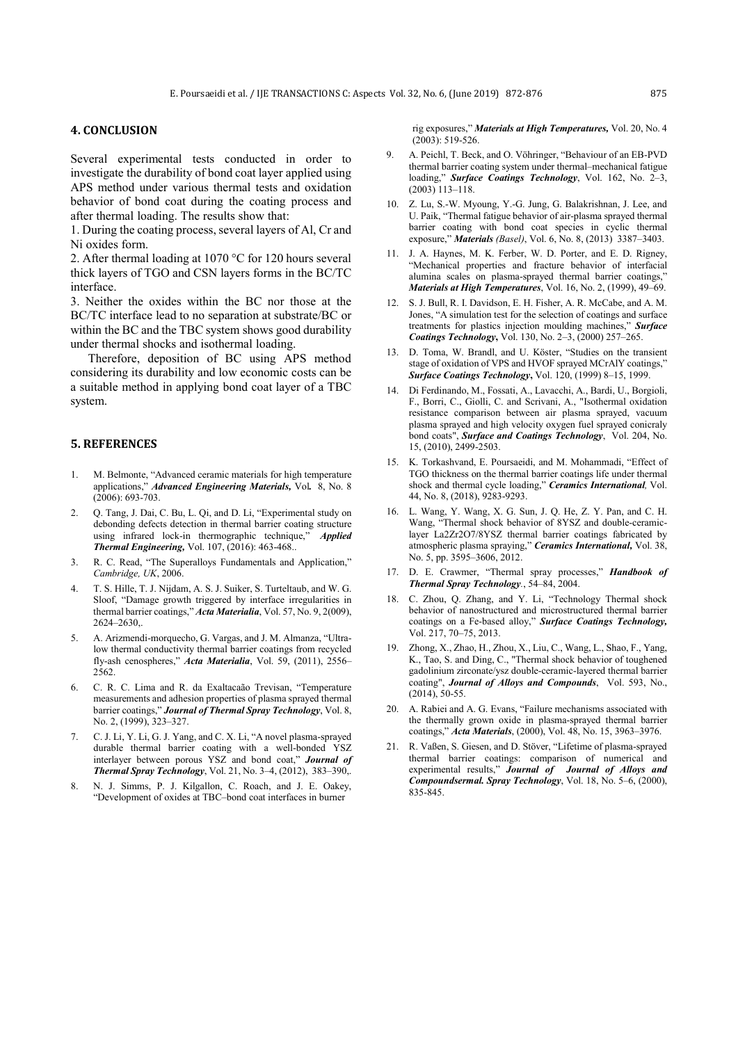## 4. CONCLUSION

Several experimental tests conducted in order to investigate the durability of bond coat layer applied using APS method under various thermal tests and oxidation behavior of bond coat during the coating process and after thermal loading. The results show that:

1. During the coating process, several layers of Al, Cr and Ni oxides form.

2. After thermal loading at 1070 °C for 120 hours several thick layers of TGO and CSN layers forms in the BC/TC interface.

3. Neither the oxides within the BC nor those at the BC/TC interface lead to no separation at substrate/BC or within the BC and the TBC system shows good durability under thermal shocks and isothermal loading.

Therefore, deposition of BC using APS method considering its durability and low economic costs can be a suitable method in applying bond coat layer of a TBC system.

## 5. REFERENCES

1. M. Belmonte, "Advanced ceramic materials for high temperature applications," ***Advanced Engineering Materials,*** Vol**.** 8, No. 8 (2006): 693-703.
2. Q. Tang, J. Dai, C. Bu, L. Qi, and D. Li, "Experimental study on debonding defects detection in thermal barrier coating structure using infrared lock-in thermographic technique," ***Applied Thermal Engineering,*** Vol. 107, (2016): 463-468..
3. R. C. Read, "The Superalloys Fundamentals and Application," *Cambridge, UK*, 2006.
4. T. S. Hille, T. J. Nijdam, A. S. J. Suiker, S. Turteltaub, and W. G. Sloof, "Damage growth triggered by interface irregularities in thermal barrier coatings," ***Acta Materialia***, Vol. 57, No. 9, 2(009), 2624–2630,.
5. A. Arizmendi-morquecho, G. Vargas, and J. M. Almanza, "Ultra-low thermal conductivity thermal barrier coatings from recycled fly-ash cenospheres," ***Acta Materialia***, Vol. 59, (2011), 2556–2562.
6. C. R. C. Lima and R. da Exaltacaão Trevisan, "Temperature measurements and adhesion properties of plasma sprayed thermal barrier coatings," ***Journal of Thermal Spray Technology***, Vol. 8, No. 2, (1999), 323–327.
7. C. J. Li, Y. Li, G. J. Yang, and C. X. Li, "A novel plasma-sprayed durable thermal barrier coating with a well-bonded YSZ interlayer between porous YSZ and bond coat," ***Journal of Thermal Spray Technology***, Vol. 21, No. 3–4, (2012), 383–390,.
8. N. J. Simms, P. J. Kilgallon, C. Roach, and J. E. Oakey, "Development of oxides at TBC–bond coat interfaces in burner rig exposures," ***Materials at High Temperatures,*** Vol. 20, No. 4 (2003): 519-526.
9. A. Peichl, T. Beck, and O. Vöhringer, "Behaviour of an EB-PVD thermal barrier coating system under thermal–mechanical fatigue loading," ***Surface Coatings Technology***, Vol. 162, No. 2–3, (2003) 113–118.
10. Z. Lu, S.-W. Myoung, Y.-G. Jung, G. Balakrishnan, J. Lee, and U. Paik, "Thermal fatigue behavior of air-plasma sprayed thermal barrier coating with bond coat species in cyclic thermal exposure," ***Materials*** *(Basel)*, Vol. 6, No. 8, (2013) 3387–3403.
11. J. A. Haynes, M. K. Ferber, W. D. Porter, and E. D. Rigney, "Mechanical properties and fracture behavior of interfacial alumina scales on plasma-sprayed thermal barrier coatings," ***Materials at High Temperatures***, Vol. 16, No. 2, (1999), 49–69.
12. S. J. Bull, R. I. Davidson, E. H. Fisher, A. R. McCabe, and A. M. Jones, "A simulation test for the selection of coatings and surface treatments for plastics injection moulding machines," ***Surface Coatings Technology***, Vol. 130, No. 2–3, (2000) 257–265.
13. D. Toma, W. Brandl, and U. Köster, "Studies on the transient stage of oxidation of VPS and HVOF sprayed MCrAlY coatings," ***Surface Coatings Technology***, Vol. 120, (1999) 8–15, 1999.
14. Di Ferdinando, M., Fossati, A., Lavacchi, A., Bardi, U., Borgioli, F., Borri, C., Giolli, C. and Scrivani, A., "Isothermal oxidation resistance comparison between air plasma sprayed, vacuum plasma sprayed and high velocity oxygen fuel sprayed conicraly bond coats", ***Surface and Coatings Technology***, Vol. 204, No. 15, (2010), 2499-2503.
15. K. Torkashvand, E. Poursaeidi, and M. Mohammadi, "Effect of TGO thickness on the thermal barrier coatings life under thermal shock and thermal cycle loading," ***Ceramics International****,* Vol. 44, No. 8, (2018), 9283-9293.
16. L. Wang, Y. Wang, X. G. Sun, J. Q. He, Z. Y. Pan, and C. H. Wang, "Thermal shock behavior of 8YSZ and double-ceramic-layer La2Zr2O7/8YSZ thermal barrier coatings fabricated by atmospheric plasma spraying," ***Ceramics International,*** Vol. 38, No. 5, pp. 3595–3606, 2012.
17. D. E. Crawmer, "Thermal spray processes," ***Handbook of Thermal Spray Technology.***, 54–84, 2004.
18. C. Zhou, Q. Zhang, and Y. Li, "Technology Thermal shock behavior of nanostructured and microstructured thermal barrier coatings on a Fe-based alloy," ***Surface Coatings Technology,*** Vol. 217, 70–75, 2013.
19. Zhong, X., Zhao, H., Zhou, X., Liu, C., Wang, L., Shao, F., Yang, K., Tao, S. and Ding, C., "Thermal shock behavior of toughened gadolinium zirconate/ysz double-ceramic-layered thermal barrier coating", ***Journal of Alloys and Compounds***, Vol. 593, No., (2014), 50-55.
20. A. Rabiei and A. G. Evans, "Failure mechanisms associated with the thermally grown oxide in plasma-sprayed thermal barrier coatings," ***Acta Materials***, (2000), Vol. 48, No. 15, 3963–3976.
21. R. Vaßen, S. Giesen, and D. Stöver, "Lifetime of plasma-sprayed thermal barrier coatings: comparison of numerical and experimental results," ***Journal of Journal of Alloys and Compoundsermal. Spray Technology***, Vol. 18, No. 5–6, (2000), 835-845.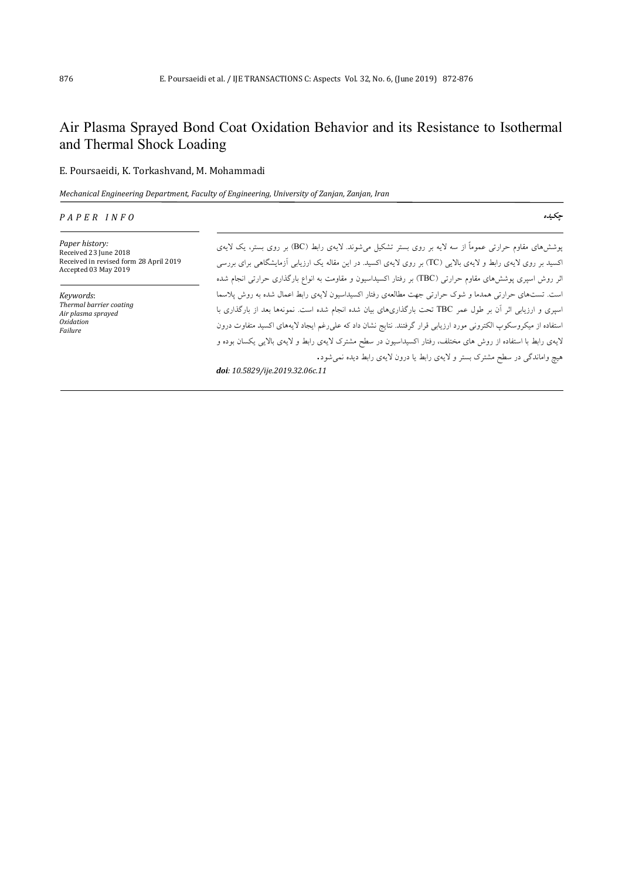# Air Plasma Sprayed Bond Coat Oxidation Behavior and its Resistance to Isothermal and Thermal Shock Loading

E. Poursaeidi, K. Torkashvand, M. Mohammadi

*Mechanical Engineering Department, Faculty of Engineering, University of Zanjan, Zanjan, Iran*

*PAPER INFO*

*Paper history:*
Received 23 June 2018
Received in revised form 28 April 2019
Accepted 03 May 2019

*Keywords*:
*Thermal barrier coating*
*Air plasma sprayed*
*Oxidation*
*Failure*

**چکیده**

پوشش‌های مقاوم حرارتی عموماً از سه لایه بر روی بستر تشکیل می‌شوند. لایه‌ی رابط (BC) بر روی بستر، یک لایه‌ی اکسید بر روی لایه‌ی رابط و لایه‌ی بالایی (TC) بر روی لایه‌ی اکسید. در این مقاله یک ارزیابی آزمایشگاهی برای بررسی اثر روش اسپری پوشش‌های مقاوم حرارتی (TBC) بر رفتار اکسیداسیون و مقاومت به انواع بارگذاری حرارتی انجام شده است. تست‌های حرارتی همدما و شوک حرارتی جهت مطالعه‌ی رفتار اکسیداسیون لایه‌ی رابط اعمال شده به روش پلاسما اسپری و ارزیابی اثر آن بر طول عمر TBC تحت بارگذاری‌های بیان شده انجام شده است. نمونه‌ها بعد از بارگذاری با استفاده از میکروسکوپ الکترونی مورد ارزیابی قرار گرفتند. نتایج نشان داد که علی‌رغم ایجاد لایه‌های اکسید متفاوت درون لایه‌ی رابط با استفاده از روش های مختلف، رفتار اکسیداسیون در سطح مشترک لایه‌ی رابط و لایه‌ی بالایی یکسان بوده و هیچ واماندگی در سطح مشترک بستر و لایه‌ی رابط یا درون لایه‌ی رابط دیده نمی‌شود.

***doi**: 10.5829/ije.2019.32.06c.11*